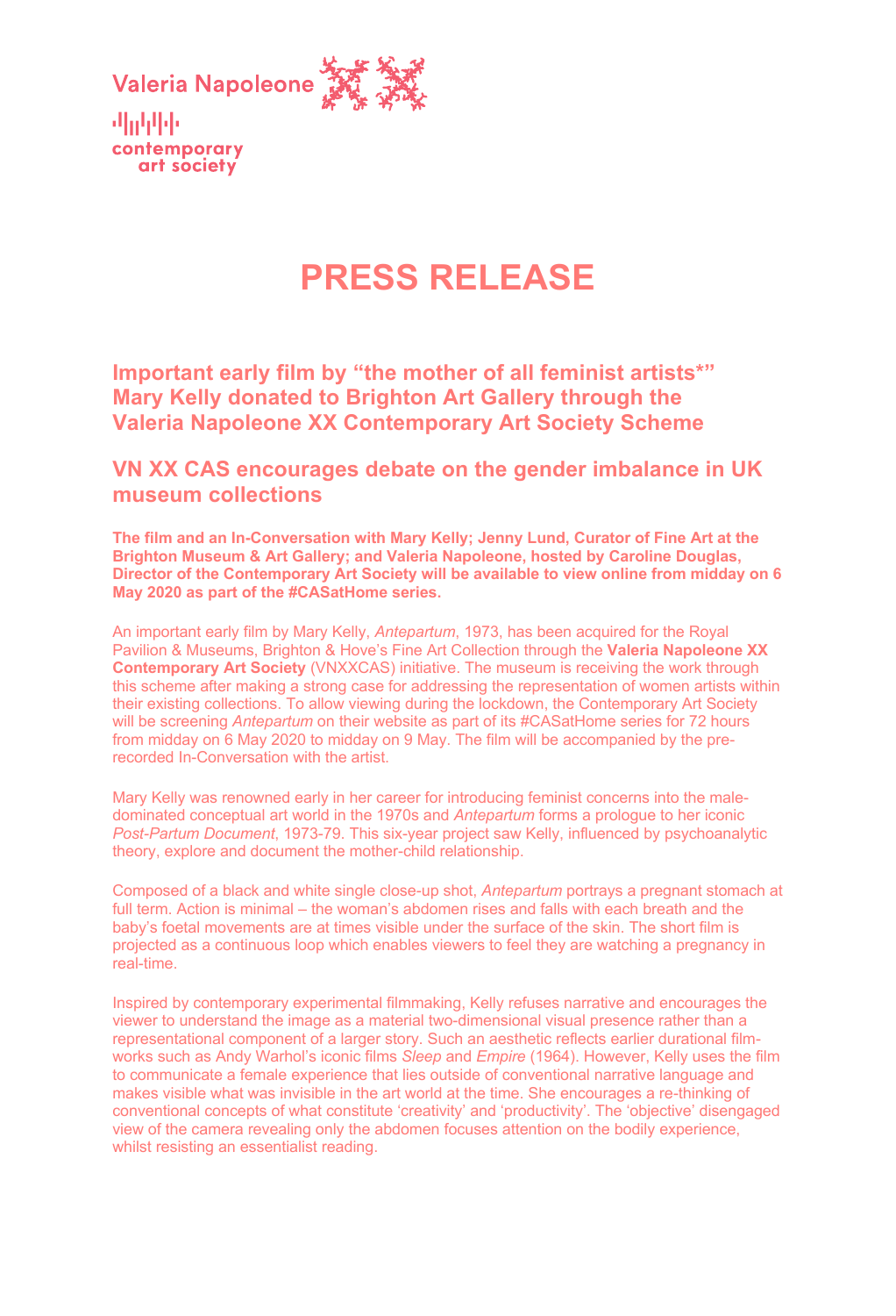Valeria Napoleone

contemporary art society

# PRESS RELEASE

## Important early film by “the mother of all feminist artists*” Mary Kelly donated to Brighton Art Gallery through the Valeria Napoleone XX Contemporary Art Society Scheme

## VN XX CAS encourages debate on the gender imbalance in UK museum collections

**The film and an In-Conversation with Mary Kelly; Jenny Lund, Curator of Fine Art at the Brighton Museum & Art Gallery; and Valeria Napoleone, hosted by Caroline Douglas, Director of the Contemporary Art Society will be available to view online from midday on 6 May 2020 as part of the #CASatHome series.**

An important early film by Mary Kelly, *Antepartum*, 1973, has been acquired for the Royal Pavilion & Museums, Brighton & Hove’s Fine Art Collection through the **Valeria Napoleone XX Contemporary Art Society** (VNXXCAS) initiative. The museum is receiving the work through this scheme after making a strong case for addressing the representation of women artists within their existing collections. To allow viewing during the lockdown, the Contemporary Art Society will be screening *Antepartum* on their website as part of its #CASatHome series for 72 hours from midday on 6 May 2020 to midday on 9 May. The film will be accompanied by the pre-recorded In-Conversation with the artist.

Mary Kelly was renowned early in her career for introducing feminist concerns into the male-dominated conceptual art world in the 1970s and *Antepartum* forms a prologue to her iconic *Post-Partum Document*, 1973-79. This six-year project saw Kelly, influenced by psychoanalytic theory, explore and document the mother-child relationship.

Composed of a black and white single close-up shot, *Antepartum* portrays a pregnant stomach at full term. Action is minimal – the woman’s abdomen rises and falls with each breath and the baby’s foetal movements are at times visible under the surface of the skin. The short film is projected as a continuous loop which enables viewers to feel they are watching a pregnancy in real-time.

Inspired by contemporary experimental filmmaking, Kelly refuses narrative and encourages the viewer to understand the image as a material two-dimensional visual presence rather than a representational component of a larger story. Such an aesthetic reflects earlier durational film-works such as Andy Warhol’s iconic films *Sleep* and *Empire* (1964). However, Kelly uses the film to communicate a female experience that lies outside of conventional narrative language and makes visible what was invisible in the art world at the time. She encourages a re-thinking of conventional concepts of what constitute ‘creativity’ and ‘productivity’. The ‘objective’ disengaged view of the camera revealing only the abdomen focuses attention on the bodily experience, whilst resisting an essentialist reading.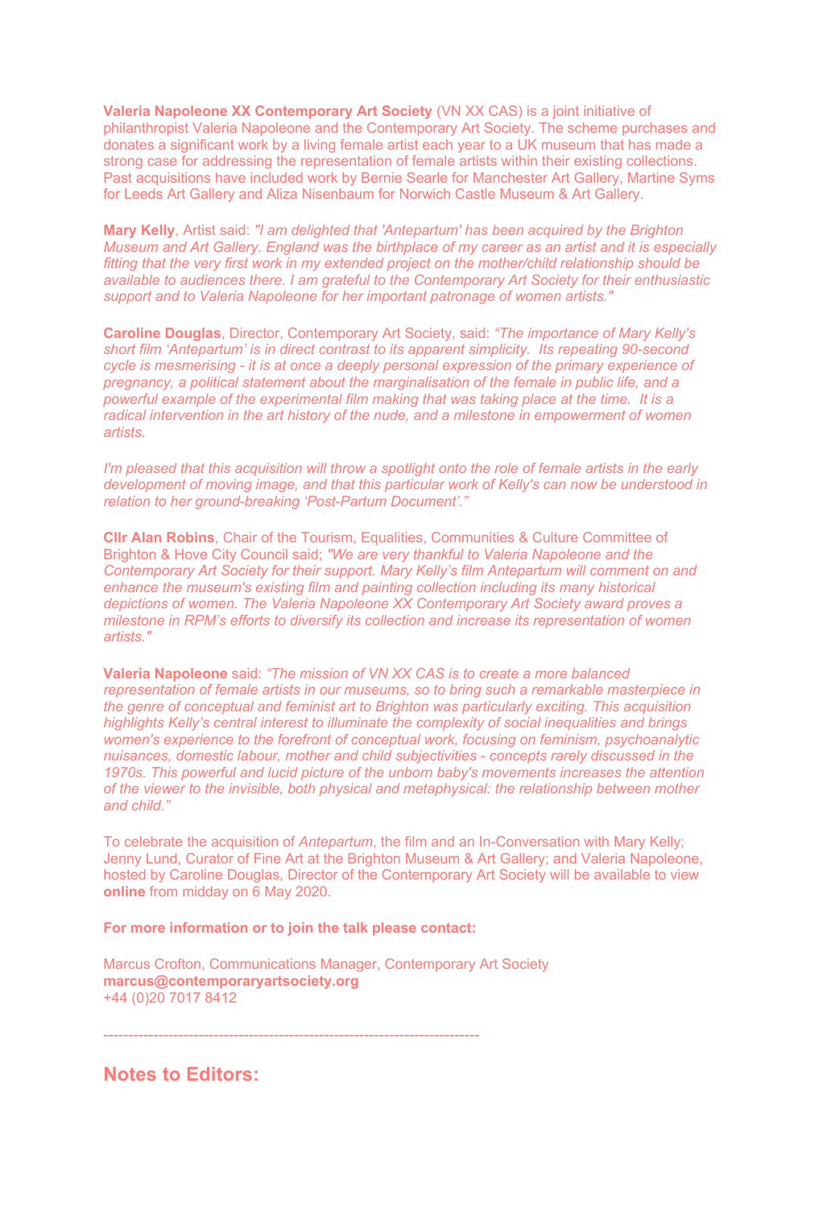**Valeria Napoleone XX Contemporary Art Society** (VN XX CAS) is a joint initiative of philanthropist Valeria Napoleone and the Contemporary Art Society. The scheme purchases and donates a significant work by a living female artist each year to a UK museum that has made a strong case for addressing the representation of female artists within their existing collections. Past acquisitions have included work by Bernie Searle for Manchester Art Gallery, Martine Syms for Leeds Art Gallery and Aliza Nisenbaum for Norwich Castle Museum & Art Gallery.

**Mary Kelly**, Artist said: *"I am delighted that 'Antepartum' has been acquired by the Brighton Museum and Art Gallery. England was the birthplace of my career as an artist and it is especially fitting that the very first work in my extended project on the mother/child relationship should be available to audiences there. I am grateful to the Contemporary Art Society for their enthusiastic support and to Valeria Napoleone for her important patronage of women artists."*

**Caroline Douglas**, Director, Contemporary Art Society, said: *"The importance of Mary Kelly's short film 'Antepartum' is in direct contrast to its apparent simplicity. Its repeating 90-second cycle is mesmerising - it is at once a deeply personal expression of the primary experience of pregnancy, a political statement about the marginalisation of the female in public life, and a powerful example of the experimental film making that was taking place at the time. It is a radical intervention in the art history of the nude, and a milestone in empowerment of women artists.*

*I'm pleased that this acquisition will throw a spotlight onto the role of female artists in the early development of moving image, and that this particular work of Kelly's can now be understood in relation to her ground-breaking 'Post-Partum Document'."*

**Cllr Alan Robins**, Chair of the Tourism, Equalities, Communities & Culture Committee of Brighton & Hove City Council said; *"We are very thankful to Valeria Napoleone and the Contemporary Art Society for their support. Mary Kelly's film Antepartum will comment on and enhance the museum's existing film and painting collection including its many historical depictions of women. The Valeria Napoleone XX Contemporary Art Society award proves a milestone in RPM's efforts to diversify its collection and increase its representation of women artists."*

**Valeria Napoleone** said: *"The mission of VN XX CAS is to create a more balanced representation of female artists in our museums, so to bring such a remarkable masterpiece in the genre of conceptual and feminist art to Brighton was particularly exciting. This acquisition highlights Kelly's central interest to illuminate the complexity of social inequalities and brings women's experience to the forefront of conceptual work, focusing on feminism, psychoanalytic nuisances, domestic labour, mother and child subjectivities - concepts rarely discussed in the 1970s. This powerful and lucid picture of the unborn baby's movements increases the attention of the viewer to the invisible, both physical and metaphysical: the relationship between mother and child."*

To celebrate the acquisition of *Antepartum*, the film and an In-Conversation with Mary Kelly; Jenny Lund, Curator of Fine Art at the Brighton Museum & Art Gallery; and Valeria Napoleone, hosted by Caroline Douglas, Director of the Contemporary Art Society will be available to view **online** from midday on 6 May 2020.

**For more information or to join the talk please contact:**

Marcus Crofton, Communications Manager, Contemporary Art Society
**marcus@contemporaryartsociety.org**
+44 (0)20 7017 8412

---

## Notes to Editors: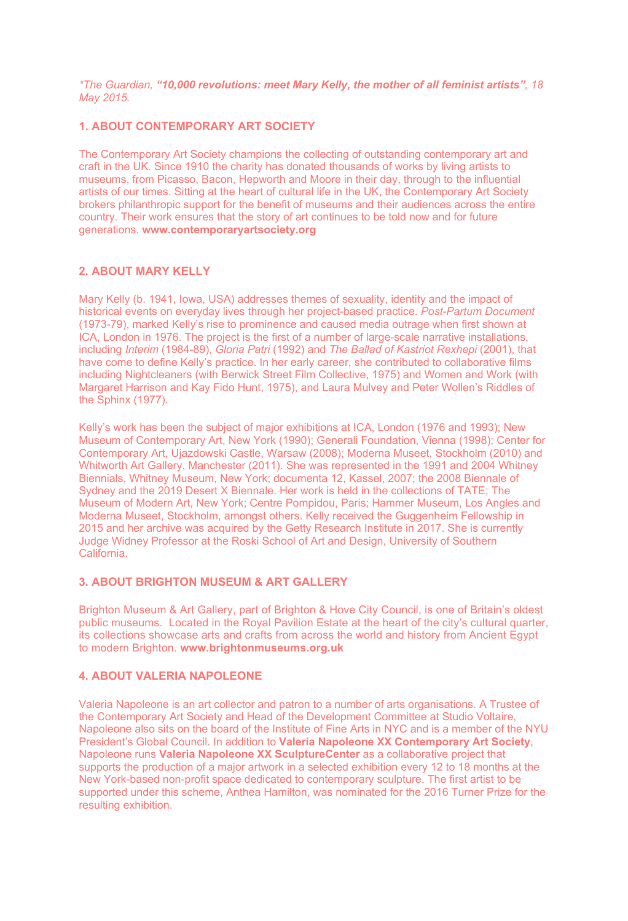*\*The Guardian, **"10,000 revolutions: meet Mary Kelly, the mother of all feminist artists"**, 18 May 2015.*

## 1. ABOUT CONTEMPORARY ART SOCIETY

The Contemporary Art Society champions the collecting of outstanding contemporary art and craft in the UK. Since 1910 the charity has donated thousands of works by living artists to museums, from Picasso, Bacon, Hepworth and Moore in their day, through to the influential artists of our times. Sitting at the heart of cultural life in the UK, the Contemporary Art Society brokers philanthropic support for the benefit of museums and their audiences across the entire country. Their work ensures that the story of art continues to be told now and for future generations. **www.contemporaryartsociety.org**

## 2. ABOUT MARY KELLY

Mary Kelly (b. 1941, Iowa, USA) addresses themes of sexuality, identity and the impact of historical events on everyday lives through her project-based practice. *Post-Partum Document* (1973-79), marked Kelly's rise to prominence and caused media outrage when first shown at ICA, London in 1976. The project is the first of a number of large-scale narrative installations, including *Interim* (1984-89), *Gloria Patri* (1992) and *The Ballad of Kastriot Rexhepi* (2001), that have come to define Kelly's practice. In her early career, she contributed to collaborative films including Nightcleaners (with Berwick Street Film Collective, 1975) and Women and Work (with Margaret Harrison and Kay Fido Hunt, 1975), and Laura Mulvey and Peter Wollen's Riddles of the Sphinx (1977).

Kelly's work has been the subject of major exhibitions at ICA, London (1976 and 1993); New Museum of Contemporary Art, New York (1990); Generali Foundation, Vienna (1998); Center for Contemporary Art, Ujazdowski Castle, Warsaw (2008); Moderna Museet, Stockholm (2010) and Whitworth Art Gallery, Manchester (2011). She was represented in the 1991 and 2004 Whitney Biennials, Whitney Museum, New York; documenta 12, Kassel, 2007; the 2008 Biennale of Sydney and the 2019 Desert X Biennale. Her work is held in the collections of TATE; The Museum of Modern Art, New York; Centre Pompidou, Paris; Hammer Museum, Los Angles and Moderna Museet, Stockholm, amongst others. Kelly received the Guggenheim Fellowship in 2015 and her archive was acquired by the Getty Research Institute in 2017. She is currently Judge Widney Professor at the Roski School of Art and Design, University of Southern California.

## 3. ABOUT BRIGHTON MUSEUM & ART GALLERY

Brighton Museum & Art Gallery, part of Brighton & Hove City Council, is one of Britain's oldest public museums. Located in the Royal Pavilion Estate at the heart of the city's cultural quarter, its collections showcase arts and crafts from across the world and history from Ancient Egypt to modern Brighton. **www.brightonmuseums.org.uk**

## 4. ABOUT VALERIA NAPOLEONE

Valeria Napoleone is an art collector and patron to a number of arts organisations. A Trustee of the Contemporary Art Society and Head of the Development Committee at Studio Voltaire, Napoleone also sits on the board of the Institute of Fine Arts in NYC and is a member of the NYU President's Global Council. In addition to **Valeria Napoleone XX Contemporary Art Society**, Napoleone runs **Valeria Napoleone XX SculptureCenter** as a collaborative project that supports the production of a major artwork in a selected exhibition every 12 to 18 months at the New York-based non-profit space dedicated to contemporary sculpture. The first artist to be supported under this scheme, Anthea Hamilton, was nominated for the 2016 Turner Prize for the resulting exhibition.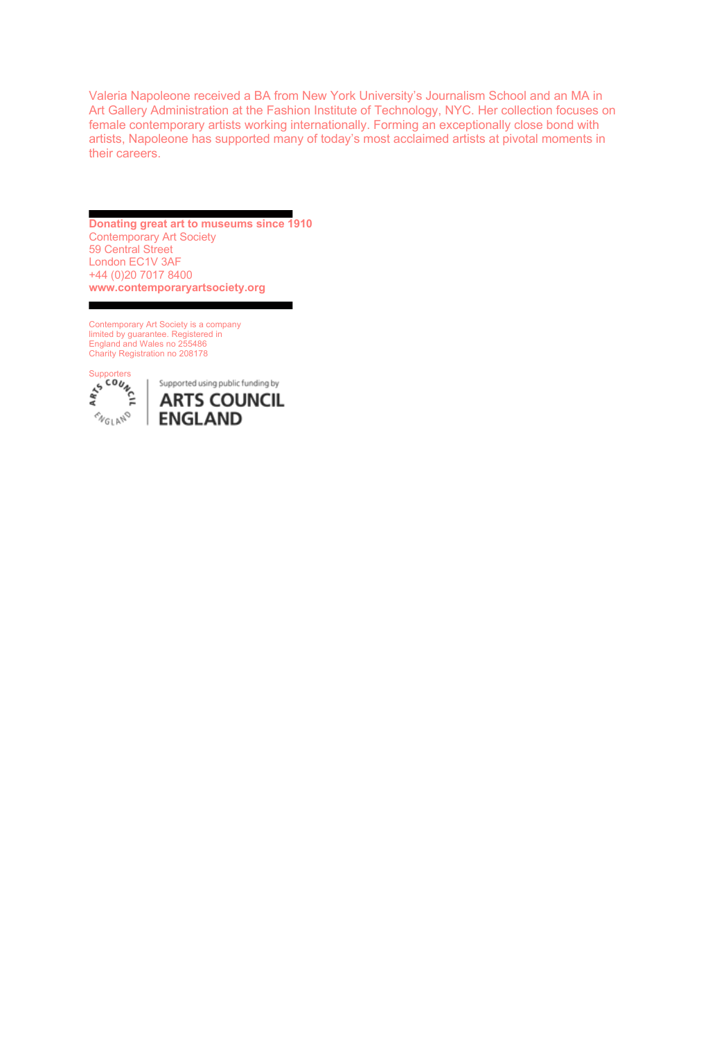Valeria Napoleone received a BA from New York University's Journalism School and an MA in Art Gallery Administration at the Fashion Institute of Technology, NYC. Her collection focuses on female contemporary artists working internationally. Forming an exceptionally close bond with artists, Napoleone has supported many of today's most acclaimed artists at pivotal moments in their careers.

**Donating great art to museums since 1910**
Contemporary Art Society
59 Central Street
London EC1V 3AF
+44 (0)20 7017 8400
**www.contemporaryartsociety.org**

Contemporary Art Society is a company limited by guarantee. Registered in England and Wales no 255486
Charity Registration no 208178

Supporters

Supported using public funding by
ARTS COUNCIL ENGLAND